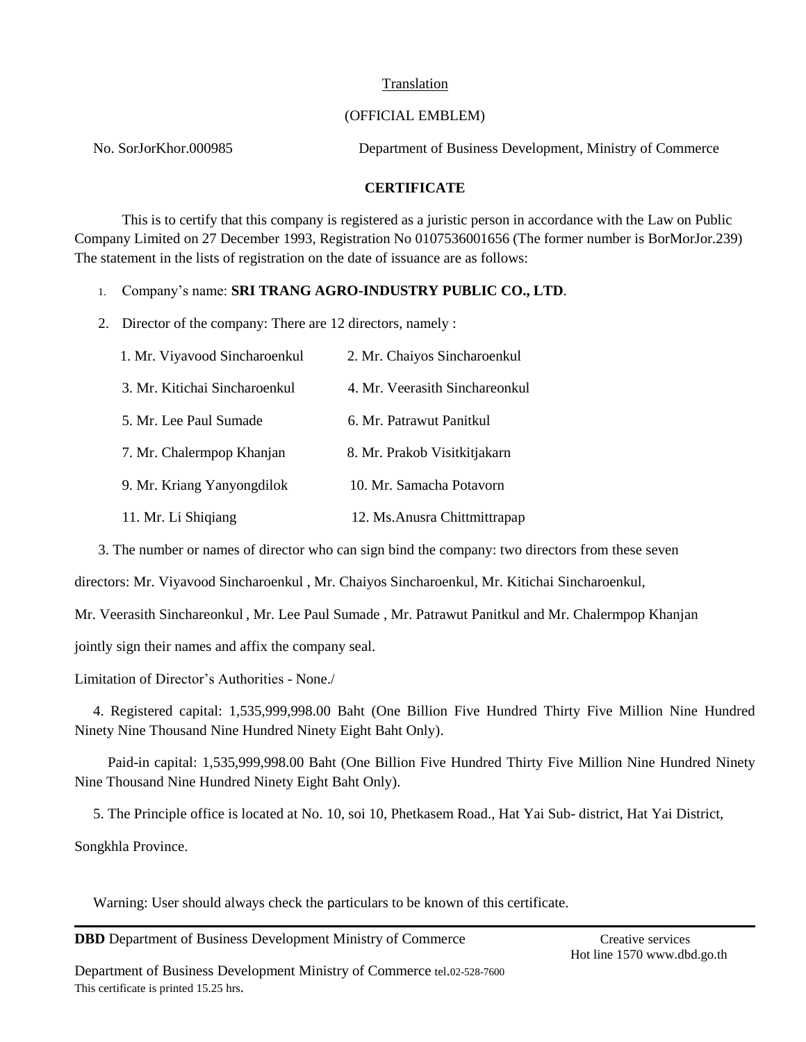Translation

(OFFICIAL EMBLEM)

No. SorJorKhor.000985 Department of Business Development, Ministry of Commerce

**CERTIFICATE**

This is to certify that this company is registered as a juristic person in accordance with the Law on Public Company Limited on 27 December 1993, Registration No 0107536001656 (The former number is BorMorJor.239) The statement in the lists of registration on the date of issuance are as follows:

1. Company's name: **SRI TRANG AGRO-INDUSTRY PUBLIC CO., LTD**.

2. Director of the company: There are 12 directors, namely :

| | |
|---|---|
| 1. Mr. Viyavood Sincharoenkul | 2. Mr. Chaiyos Sincharoenkul |
| 3. Mr. Kitichai Sincharoenkul | 4. Mr. Veerasith Sinchareonkul |
| 5. Mr. Lee Paul Sumade | 6. Mr. Patrawut Panitkul |
| 7. Mr. Chalermpop Khanjan | 8. Mr. Prakob Visitkitjakarn |
| 9. Mr. Kriang Yanyongdilok | 10. Mr. Samacha Potavorn |
| 11. Mr. Li Shiqiang | 12. Ms.Anusra Chittmittrapap |

3. The number or names of director who can sign bind the company: two directors from these seven directors: Mr. Viyavood Sincharoenkul , Mr. Chaiyos Sincharoenkul, Mr. Kitichai Sincharoenkul, Mr. Veerasith Sinchareonkul , Mr. Lee Paul Sumade , Mr. Patrawut Panitkul and Mr. Chalermpop Khanjan jointly sign their names and affix the company seal.

Limitation of Director's Authorities - None./

4. Registered capital: 1,535,999,998.00 Baht (One Billion Five Hundred Thirty Five Million Nine Hundred Ninety Nine Thousand Nine Hundred Ninety Eight Baht Only).

Paid-in capital: 1,535,999,998.00 Baht (One Billion Five Hundred Thirty Five Million Nine Hundred Ninety Nine Thousand Nine Hundred Ninety Eight Baht Only).

5. The Principle office is located at No. 10, soi 10, Phetkasem Road., Hat Yai Sub- district, Hat Yai District, Songkhla Province.

Warning: User should always check the particulars to be known of this certificate.

**DBD** Department of Business Development Ministry of Commerce Creative services Hot line 1570 www.dbd.go.th

Department of Business Development Ministry of Commerce tel.02-528-7600
This certificate is printed 15.25 hrs.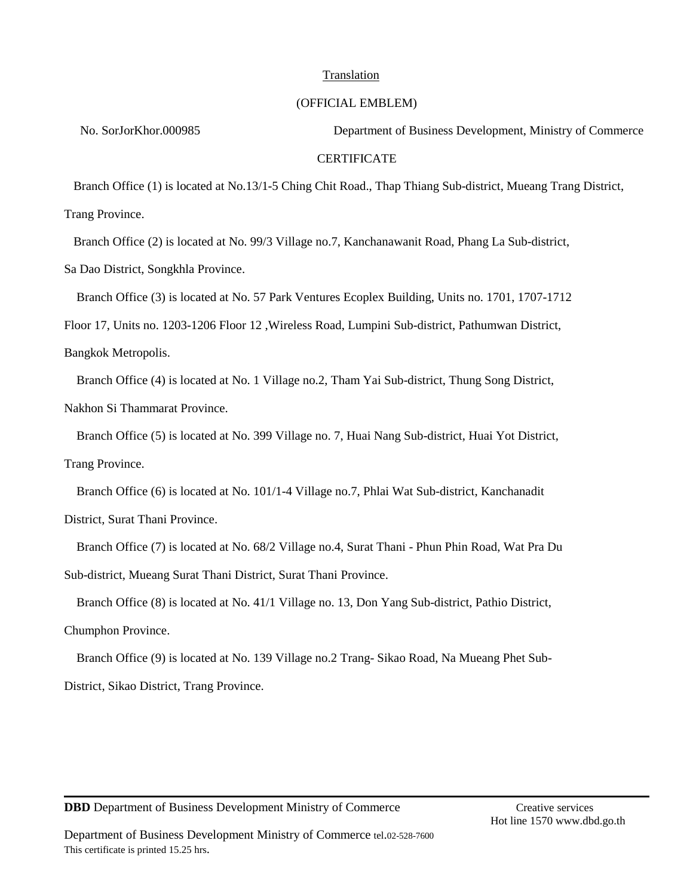Translation

(OFFICIAL EMBLEM)

No. SorJorKhor.000985 Department of Business Development, Ministry of Commerce

CERTIFICATE

Branch Office (1) is located at No.13/1-5 Ching Chit Road., Thap Thiang Sub-district, Mueang Trang District, Trang Province.

Branch Office (2) is located at No. 99/3 Village no.7, Kanchanawanit Road, Phang La Sub-district, Sa Dao District, Songkhla Province.

Branch Office (3) is located at No. 57 Park Ventures Ecoplex Building, Units no. 1701, 1707-1712 Floor 17, Units no. 1203-1206 Floor 12 ,Wireless Road, Lumpini Sub-district, Pathumwan District, Bangkok Metropolis.

Branch Office (4) is located at No. 1 Village no.2, Tham Yai Sub-district, Thung Song District, Nakhon Si Thammarat Province.

Branch Office (5) is located at No. 399 Village no. 7, Huai Nang Sub-district, Huai Yot District, Trang Province.

Branch Office (6) is located at No. 101/1-4 Village no.7, Phlai Wat Sub-district, Kanchanadit District, Surat Thani Province.

Branch Office (7) is located at No. 68/2 Village no.4, Surat Thani - Phun Phin Road, Wat Pra Du Sub-district, Mueang Surat Thani District, Surat Thani Province.

Branch Office (8) is located at No. 41/1 Village no. 13, Don Yang Sub-district, Pathio District, Chumphon Province.

Branch Office (9) is located at No. 139 Village no.2 Trang- Sikao Road, Na Mueang Phet Sub-District, Sikao District, Trang Province.

**DBD** Department of Business Development Ministry of Commerce

Creative services
Hot line 1570 www.dbd.go.th

Department of Business Development Ministry of Commerce tel.02-528-7600
This certificate is printed 15.25 hrs.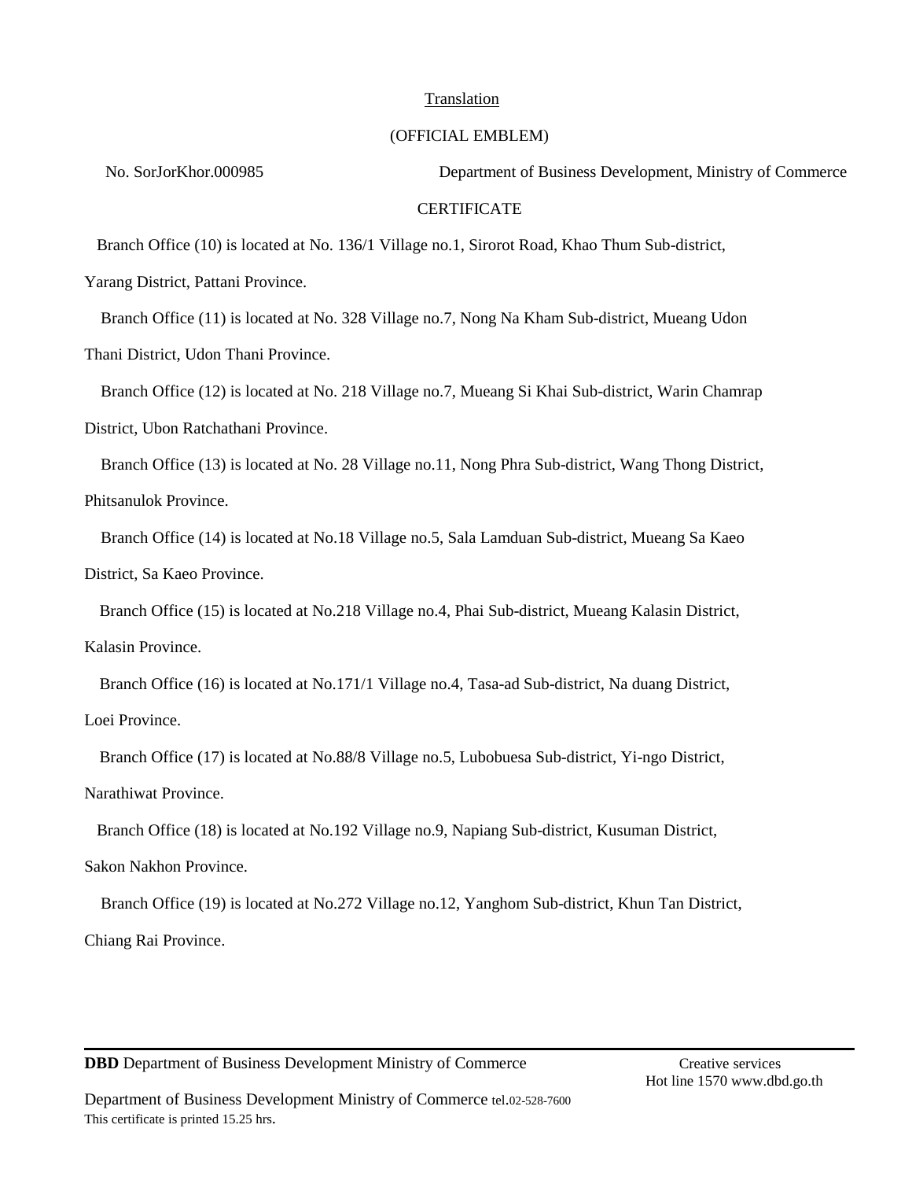Translation

(OFFICIAL EMBLEM)

No. SorJorKhor.000985 Department of Business Development, Ministry of Commerce

CERTIFICATE

Branch Office (10) is located at No. 136/1 Village no.1, Sirorot Road, Khao Thum Sub-district, Yarang District, Pattani Province.

Branch Office (11) is located at No. 328 Village no.7, Nong Na Kham Sub-district, Mueang Udon Thani District, Udon Thani Province.

Branch Office (12) is located at No. 218 Village no.7, Mueang Si Khai Sub-district, Warin Chamrap District, Ubon Ratchathani Province.

Branch Office (13) is located at No. 28 Village no.11, Nong Phra Sub-district, Wang Thong District, Phitsanulok Province.

Branch Office (14) is located at No.18 Village no.5, Sala Lamduan Sub-district, Mueang Sa Kaeo District, Sa Kaeo Province.

Branch Office (15) is located at No.218 Village no.4, Phai Sub-district, Mueang Kalasin District, Kalasin Province.

Branch Office (16) is located at No.171/1 Village no.4, Tasa-ad Sub-district, Na duang District, Loei Province.

Branch Office (17) is located at No.88/8 Village no.5, Lubobuesa Sub-district, Yi-ngo District, Narathiwat Province.

Branch Office (18) is located at No.192 Village no.9, Napiang Sub-district, Kusuman District, Sakon Nakhon Province.

Branch Office (19) is located at No.272 Village no.12, Yanghom Sub-district, Khun Tan District, Chiang Rai Province.

**DBD** Department of Business Development Ministry of Commerce Creative services Hot line 1570 www.dbd.go.th

Department of Business Development Ministry of Commerce tel.02-528-7600

This certificate is printed 15.25 hrs.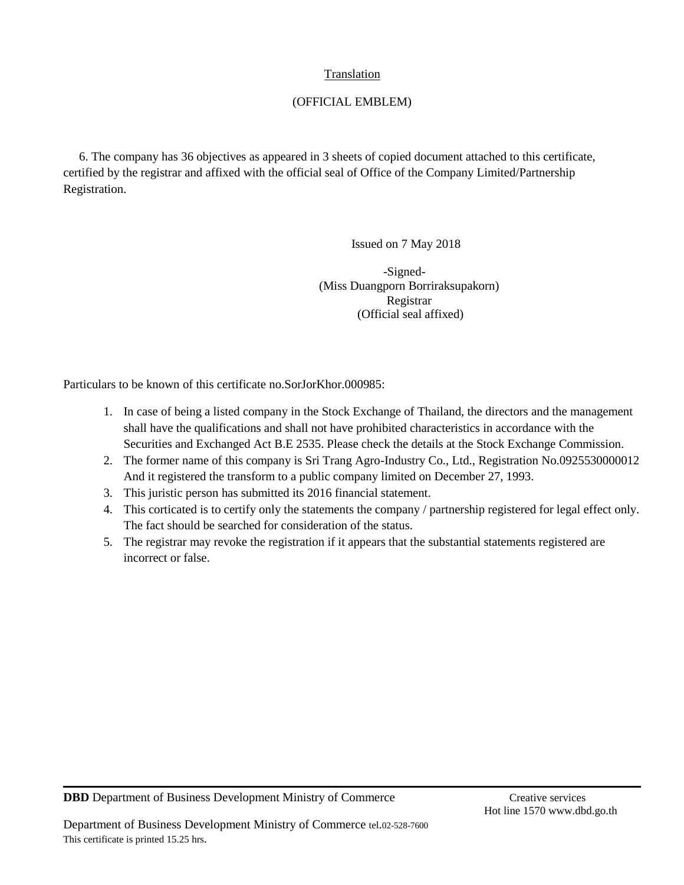Translation

(OFFICIAL EMBLEM)

6. The company has 36 objectives as appeared in 3 sheets of copied document attached to this certificate, certified by the registrar and affixed with the official seal of Office of the Company Limited/Partnership Registration.

Issued on 7 May 2018

-Signed-
(Miss Duangporn Borriraksupakorn)
Registrar
(Official seal affixed)

Particulars to be known of this certificate no.SorJorKhor.000985:

1. In case of being a listed company in the Stock Exchange of Thailand, the directors and the management shall have the qualifications and shall not have prohibited characteristics in accordance with the Securities and Exchanged Act B.E 2535. Please check the details at the Stock Exchange Commission.
2. The former name of this company is Sri Trang Agro-Industry Co., Ltd., Registration No.0925530000012 And it registered the transform to a public company limited on December 27, 1993.
3. This juristic person has submitted its 2016 financial statement.
4. This corticated is to certify only the statements the company / partnership registered for legal effect only. The fact should be searched for consideration of the status.
5. The registrar may revoke the registration if it appears that the substantial statements registered are incorrect or false.

**DBD** Department of Business Development Ministry of Commerce

Creative services
Hot line 1570 www.dbd.go.th

Department of Business Development Ministry of Commerce tel.02-528-7600
This certificate is printed 15.25 hrs.